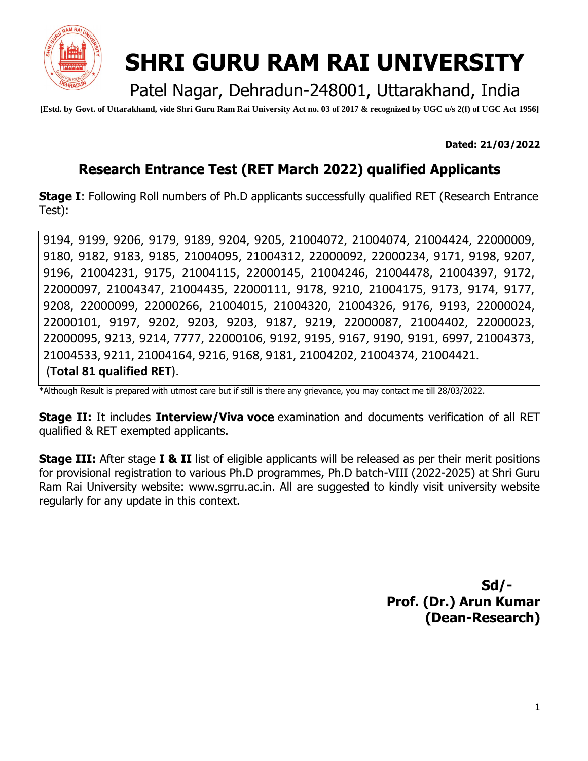# SHRI GURU RAM RAI UNIVERSITY

Patel Nagar, Dehradun-248001, Uttarakhand, India

**[Estd. by Govt. of Uttarakhand, vide Shri Guru Ram Rai University Act no. 03 of 2017 & recognized by UGC u/s 2(f) of UGC Act 1956]**

**Dated: 21/03/2022**

## Research Entrance Test (RET March 2022) qualified Applicants

**Stage I**: Following Roll numbers of Ph.D applicants successfully qualified RET (Research Entrance Test):

9194, 9199, 9206, 9179, 9189, 9204, 9205, 21004072, 21004074, 21004424, 22000009, 9180, 9182, 9183, 9185, 21004095, 21004312, 22000092, 22000234, 9171, 9198, 9207, 9196, 21004231, 9175, 21004115, 22000145, 21004246, 21004478, 21004397, 9172, 22000097, 21004347, 21004435, 22000111, 9178, 9210, 21004175, 9173, 9174, 9177, 9208, 22000099, 22000266, 21004015, 21004320, 21004326, 9176, 9193, 22000024, 22000101, 9197, 9202, 9203, 9203, 9187, 9219, 22000087, 21004402, 22000023, 22000095, 9213, 9214, 7777, 22000106, 9192, 9195, 9167, 9190, 9191, 6997, 21004373, 21004533, 9211, 21004164, 9216, 9168, 9181, 21004202, 21004374, 21004421.
(**Total 81 qualified RET**).

*Although Result is prepared with utmost care but if still is there any grievance, you may contact me till 28/03/2022.

**Stage II:** It includes **Interview/Viva voce** examination and documents verification of all RET qualified & RET exempted applicants.

**Stage III:** After stage **I & II** list of eligible applicants will be released as per their merit positions for provisional registration to various Ph.D programmes, Ph.D batch-VIII (2022-2025) at Shri Guru Ram Rai University website: www.sgrru.ac.in. All are suggested to kindly visit university website regularly for any update in this context.

**Sd/-**
**Prof. (Dr.) Arun Kumar**
**(Dean-Research)**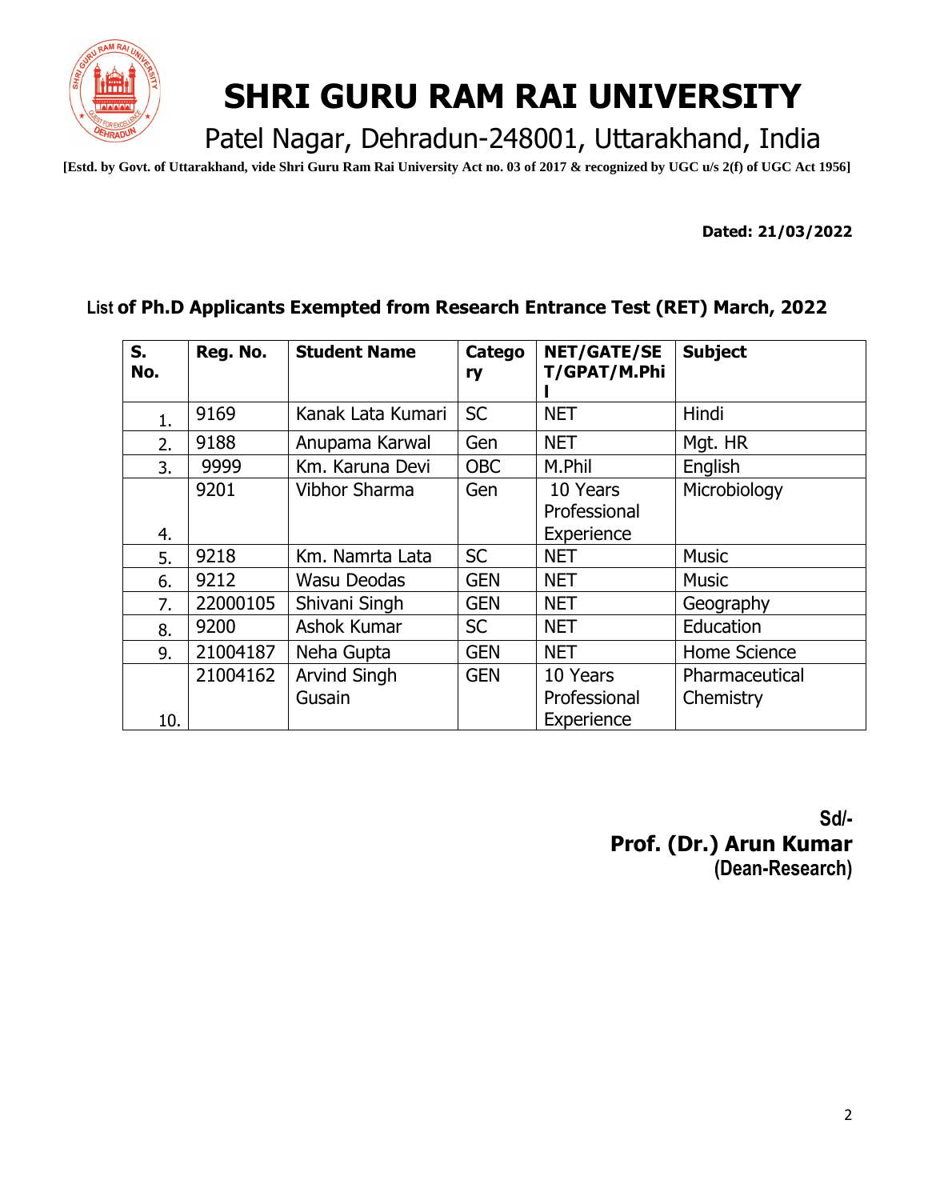# SHRI GURU RAM RAI UNIVERSITY

Patel Nagar, Dehradun-248001, Uttarakhand, India

[Estd. by Govt. of Uttarakhand, vide Shri Guru Ram Rai University Act no. 03 of 2017 & recognized by UGC u/s 2(f) of UGC Act 1956]

**Dated: 21/03/2022**

## List of Ph.D Applicants Exempted from Research Entrance Test (RET) March, 2022

| S. No. | Reg. No. | Student Name | Category | NET/GATE/SET/GPAT/M.Phil | Subject |
|---|---|---|---|---|---|
| 1. | 9169 | Kanak Lata Kumari | SC | NET | Hindi |
| 2. | 9188 | Anupama Karwal | Gen | NET | Mgt. HR |
| 3. | 9999 | Km. Karuna Devi | OBC | M.Phil | English |
| 4. | 9201 | Vibhor Sharma | Gen | 10 Years Professional Experience | Microbiology |
| 5. | 9218 | Km. Namrta Lata | SC | NET | Music |
| 6. | 9212 | Wasu Deodas | GEN | NET | Music |
| 7. | 22000105 | Shivani Singh | GEN | NET | Geography |
| 8. | 9200 | Ashok Kumar | SC | NET | Education |
| 9. | 21004187 | Neha Gupta | GEN | NET | Home Science |
| 10. | 21004162 | Arvind Singh Gusain | GEN | 10 Years Professional Experience | Pharmaceutical Chemistry |

Sd/-
**Prof. (Dr.) Arun Kumar**
**(Dean-Research)**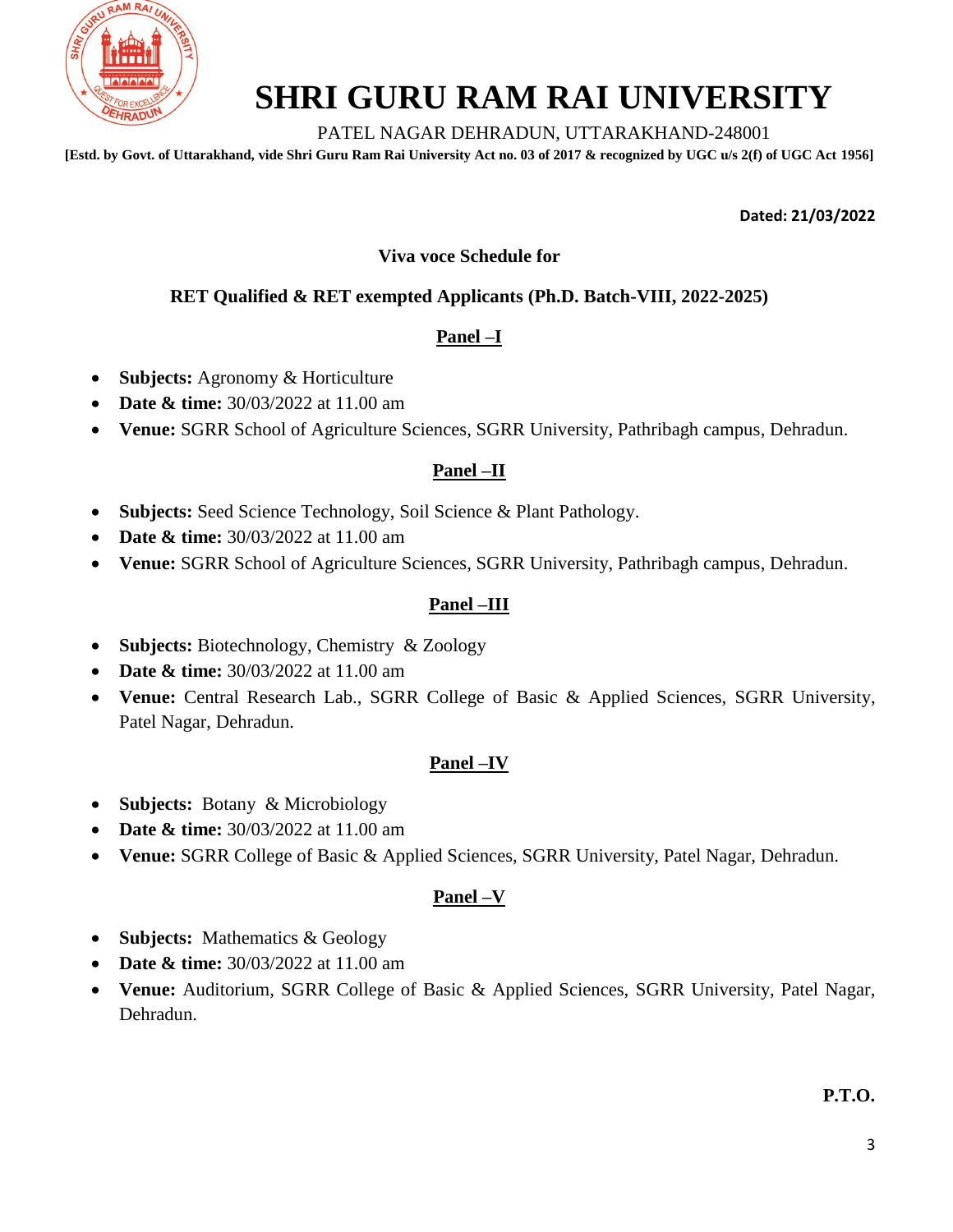# SHRI GURU RAM RAI UNIVERSITY

PATEL NAGAR DEHRADUN, UTTARAKHAND-248001

**[Estd. by Govt. of Uttarakhand, vide Shri Guru Ram Rai University Act no. 03 of 2017 & recognized by UGC u/s 2(f) of UGC Act 1956]**

**Dated: 21/03/2022**

**Viva voce Schedule for**

**RET Qualified & RET exempted Applicants (Ph.D. Batch-VIII, 2022-2025)**

## Panel –I

- **Subjects:** Agronomy & Horticulture
- **Date & time:** 30/03/2022 at 11.00 am
- **Venue:** SGRR School of Agriculture Sciences, SGRR University, Pathribagh campus, Dehradun.

## Panel –II

- **Subjects:** Seed Science Technology, Soil Science & Plant Pathology.
- **Date & time:** 30/03/2022 at 11.00 am
- **Venue:** SGRR School of Agriculture Sciences, SGRR University, Pathribagh campus, Dehradun.

## Panel –III

- **Subjects:** Biotechnology, Chemistry & Zoology
- **Date & time:** 30/03/2022 at 11.00 am
- **Venue:** Central Research Lab., SGRR College of Basic & Applied Sciences, SGRR University, Patel Nagar, Dehradun.

## Panel –IV

- **Subjects:** Botany & Microbiology
- **Date & time:** 30/03/2022 at 11.00 am
- **Venue:** SGRR College of Basic & Applied Sciences, SGRR University, Patel Nagar, Dehradun.

## Panel –V

- **Subjects:** Mathematics & Geology
- **Date & time:** 30/03/2022 at 11.00 am
- **Venue:** Auditorium, SGRR College of Basic & Applied Sciences, SGRR University, Patel Nagar, Dehradun.

**P.T.O.**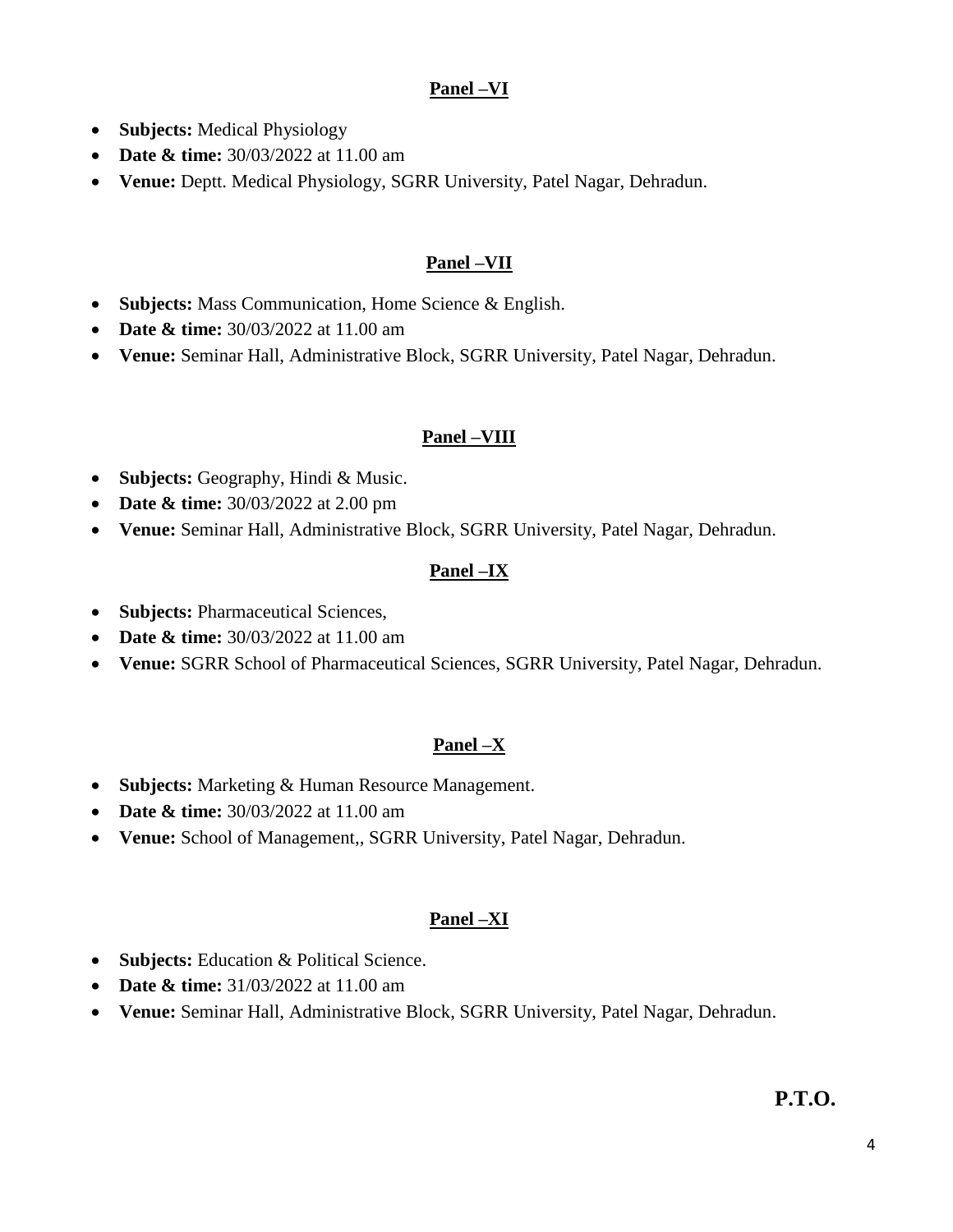**Panel –VI**

- **Subjects:** Medical Physiology
- **Date & time:** 30/03/2022 at 11.00 am
- **Venue:** Deptt. Medical Physiology, SGRR University, Patel Nagar, Dehradun.

**Panel –VII**

- **Subjects:** Mass Communication, Home Science & English.
- **Date & time:** 30/03/2022 at 11.00 am
- **Venue:** Seminar Hall, Administrative Block, SGRR University, Patel Nagar, Dehradun.

**Panel –VIII**

- **Subjects:** Geography, Hindi & Music.
- **Date & time:** 30/03/2022 at 2.00 pm
- **Venue:** Seminar Hall, Administrative Block, SGRR University, Patel Nagar, Dehradun.

**Panel –IX**

- **Subjects:** Pharmaceutical Sciences,
- **Date & time:** 30/03/2022 at 11.00 am
- **Venue:** SGRR School of Pharmaceutical Sciences, SGRR University, Patel Nagar, Dehradun.

**Panel –X**

- **Subjects:** Marketing & Human Resource Management.
- **Date & time:** 30/03/2022 at 11.00 am
- **Venue:** School of Management,, SGRR University, Patel Nagar, Dehradun.

**Panel –XI**

- **Subjects:** Education & Political Science.
- **Date & time:** 31/03/2022 at 11.00 am
- **Venue:** Seminar Hall, Administrative Block, SGRR University, Patel Nagar, Dehradun.

**P.T.O.**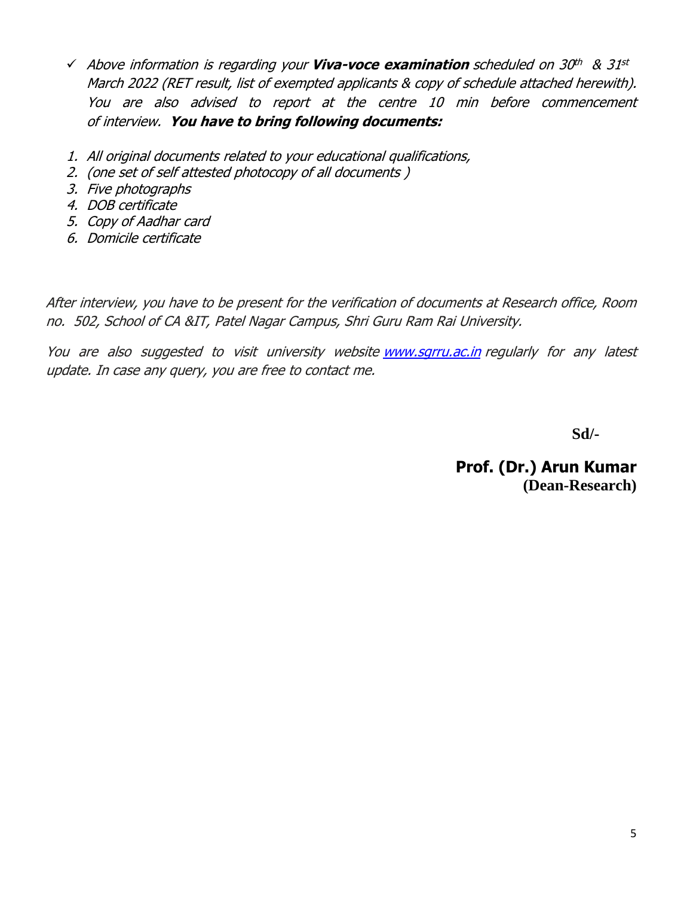- ✓ *Above information is regarding your **Viva-voce examination** scheduled on 30th & 31st March 2022 (RET result, list of exempted applicants & copy of schedule attached herewith). You are also advised to report at the centre 10 min before commencement of interview.* ***You have to bring following documents:***

1. *All original documents related to your educational qualifications,*
2. *(one set of self attested photocopy of all documents )*
3. *Five photographs*
4. *DOB certificate*
5. *Copy of Aadhar card*
6. *Domicile certificate*

*After interview, you have to be present for the verification of documents at Research office, Room no. 502, School of CA &IT, Patel Nagar Campus, Shri Guru Ram Rai University.*

*You are also suggested to visit university website [www.sgrru.ac.in](http://www.sgrru.ac.in) regularly for any latest update. In case any query, you are free to contact me.*

**Sd/-**

**Prof. (Dr.) Arun Kumar**
**(Dean-Research)**